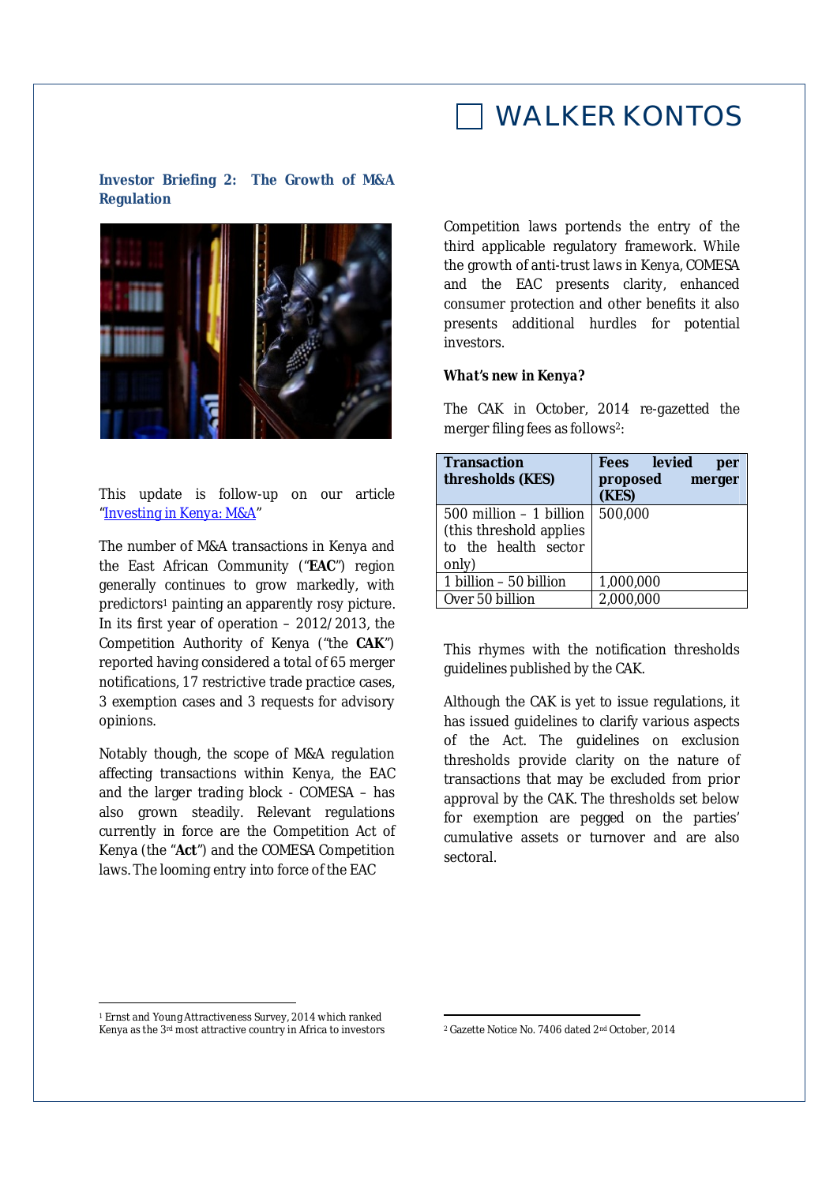WALKER KONTOS

## Investor Briefing 2: The Growth of M&A Regulation

This update is follow-up on our article "[Investing in Kenya: M&A]"

The number of M&A transactions in Kenya and the East African Community ("**EAC**") region generally continues to grow markedly, with predictors[1] painting an apparently rosy picture. In its first year of operation – 2012/2013, the Competition Authority of Kenya ("the **CAK**") reported having considered a total of 65 merger notifications, 17 restrictive trade practice cases, 3 exemption cases and 3 requests for advisory opinions.

Notably though, the scope of M&A regulation affecting transactions within Kenya, the EAC and the larger trading block - COMESA – has also grown steadily. Relevant regulations currently in force are the Competition Act of Kenya (the "**Act**") and the COMESA Competition laws. The looming entry into force of the EAC Competition laws portends the entry of the third applicable regulatory framework. While the growth of anti-trust laws in Kenya, COMESA and the EAC presents clarity, enhanced consumer protection and other benefits it also presents additional hurdles for potential investors.

***What's new in Kenya?***

The CAK in October, 2014 re-gazetted the merger filing fees as follows[2]:

| Transaction thresholds (KES) | Fees levied per proposed merger (KES) |
|---|---|
| 500 million – 1 billion (this threshold applies to the health sector only) | 500,000 |
| 1 billion – 50 billion | 1,000,000 |
| Over 50 billion | 2,000,000 |

This rhymes with the notification thresholds guidelines published by the CAK.

Although the CAK is yet to issue regulations, it has issued guidelines to clarify various aspects of the Act. The guidelines on exclusion thresholds provide clarity on the nature of transactions that may be excluded from prior approval by the CAK. The thresholds set below for exemption are pegged on the parties' cumulative assets or turnover and are also sectoral.

---

[1] Ernst and Young Attractiveness Survey, 2014 which ranked Kenya as the 3rd most attractive country in Africa to investors

[2] Gazette Notice No. 7406 dated 2nd October, 2014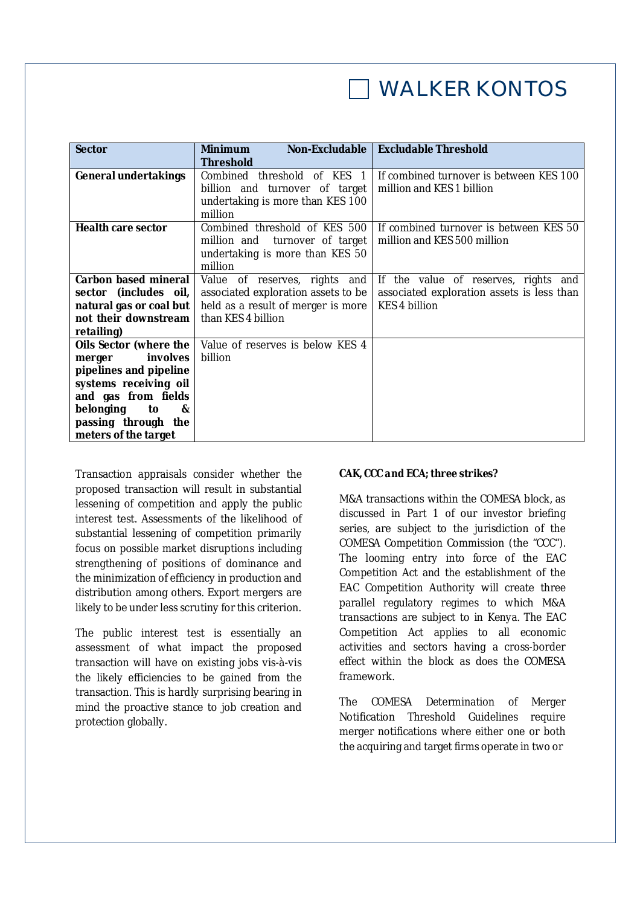| Sector | Minimum Non-Excludable Threshold | Excludable Threshold |
|---|---|---|
| **General undertakings** | Combined threshold of KES 1 billion and turnover of target undertaking is more than KES 100 million | If combined turnover is between KES 100 million and KES 1 billion |
| **Health care sector** | Combined threshold of KES 500 million and turnover of target undertaking is more than KES 50 million | If combined turnover is between KES 50 million and KES 500 million |
| **Carbon based mineral sector (includes oil, natural gas or coal but not their downstream retailing)** | Value of reserves, rights and associated exploration assets to be held as a result of merger is more than KES 4 billion | If the value of reserves, rights and associated exploration assets is less than KES 4 billion |
| **Oils Sector (where the merger involves pipelines and pipeline systems receiving oil and gas from fields belonging to & passing through the meters of the target** | Value of reserves is below KES 4 billion | |

Transaction appraisals consider whether the proposed transaction will result in substantial lessening of competition and apply the public interest test. Assessments of the likelihood of substantial lessening of competition primarily focus on possible market disruptions including strengthening of positions of dominance and the minimization of efficiency in production and distribution among others. Export mergers are likely to be under less scrutiny for this criterion.

The public interest test is essentially an assessment of what impact the proposed transaction will have on existing jobs vis-à-vis the likely efficiencies to be gained from the transaction. This is hardly surprising bearing in mind the proactive stance to job creation and protection globally.

***CAK, CCC and ECA; three strikes?***

M&A transactions within the COMESA block, as discussed in Part 1 of our investor briefing series, are subject to the jurisdiction of the COMESA Competition Commission (the "CCC"). The looming entry into force of the EAC Competition Act and the establishment of the EAC Competition Authority will create three parallel regulatory regimes to which M&A transactions are subject to in Kenya. The EAC Competition Act applies to all economic activities and sectors having a cross-border effect within the block as does the COMESA framework.

The COMESA Determination of Merger Notification Threshold Guidelines require merger notifications where either one or both the acquiring and target firms operate in two or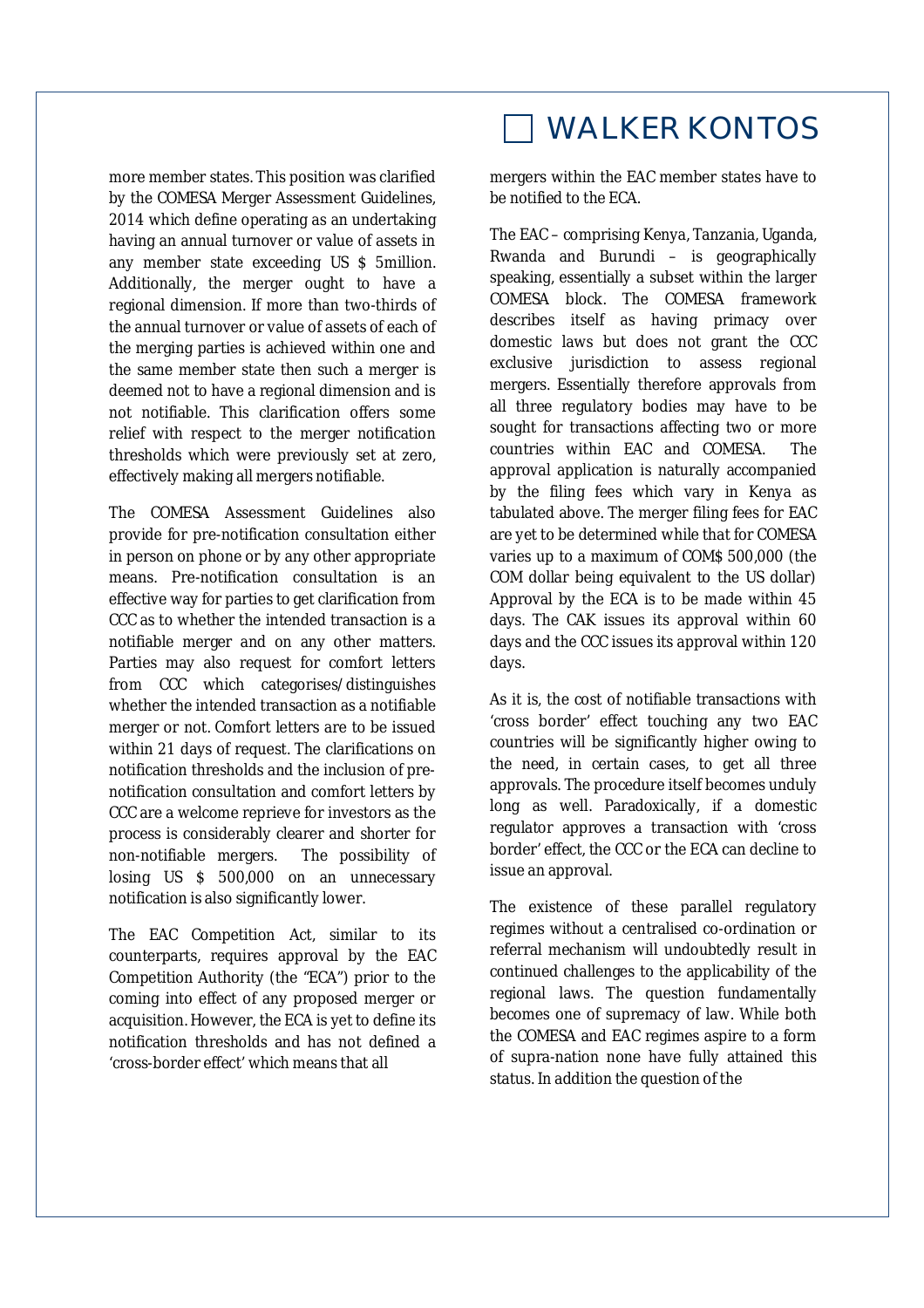more member states. This position was clarified by the COMESA Merger Assessment Guidelines, 2014 which define operating as an undertaking having an annual turnover or value of assets in any member state exceeding US $ 5million. Additionally, the merger ought to have a regional dimension. If more than two-thirds of the annual turnover or value of assets of each of the merging parties is achieved within one and the same member state then such a merger is deemed not to have a regional dimension and is not notifiable. This clarification offers some relief with respect to the merger notification thresholds which were previously set at zero, effectively making all mergers notifiable.

The COMESA Assessment Guidelines also provide for pre-notification consultation either in person on phone or by any other appropriate means. Pre-notification consultation is an effective way for parties to get clarification from CCC as to whether the intended transaction is a notifiable merger and on any other matters. Parties may also request for comfort letters from CCC which categorises/distinguishes whether the intended transaction as a notifiable merger or not. Comfort letters are to be issued within 21 days of request. The clarifications on notification thresholds and the inclusion of pre-notification consultation and comfort letters by CCC are a welcome reprieve for investors as the process is considerably clearer and shorter for non-notifiable mergers. The possibility of losing US $ 500,000 on an unnecessary notification is also significantly lower.

The EAC Competition Act, similar to its counterparts, requires approval by the EAC Competition Authority (the "ECA") prior to the coming into effect of any proposed merger or acquisition. However, the ECA is yet to define its notification thresholds and has not defined a 'cross-border effect' which means that all mergers within the EAC member states have to be notified to the ECA.

The EAC – comprising Kenya, Tanzania, Uganda, Rwanda and Burundi – is geographically speaking, essentially a subset within the larger COMESA block. The COMESA framework describes itself as having primacy over domestic laws but does not grant the CCC exclusive jurisdiction to assess regional mergers. Essentially therefore approvals from all three regulatory bodies may have to be sought for transactions affecting two or more countries within EAC and COMESA. The approval application is naturally accompanied by the filing fees which vary in Kenya as tabulated above. The merger filing fees for EAC are yet to be determined while that for COMESA varies up to a maximum of COM$ 500,000 (the COM dollar being equivalent to the US dollar) Approval by the ECA is to be made within 45 days. The CAK issues its approval within 60 days and the CCC issues its approval within 120 days.

As it is, the cost of notifiable transactions with 'cross border' effect touching any two EAC countries will be significantly higher owing to the need, in certain cases, to get all three approvals. The procedure itself becomes unduly long as well. Paradoxically, if a domestic regulator approves a transaction with 'cross border' effect, the CCC or the ECA can decline to issue an approval.

The existence of these parallel regulatory regimes without a centralised co-ordination or referral mechanism will undoubtedly result in continued challenges to the applicability of the regional laws. The question fundamentally becomes one of supremacy of law. While both the COMESA and EAC regimes aspire to a form of supra-nation none have fully attained this status. In addition the question of the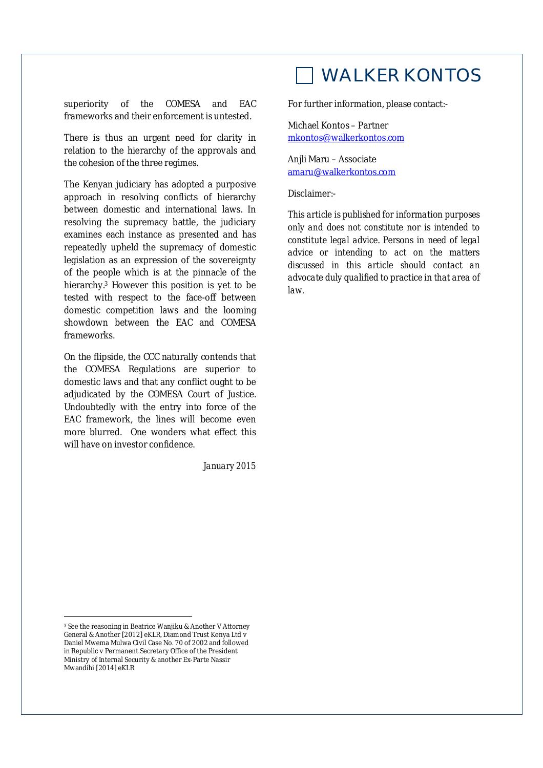superiority of the COMESA and EAC frameworks and their enforcement is untested.

There is thus an urgent need for clarity in relation to the hierarchy of the approvals and the cohesion of the three regimes.

The Kenyan judiciary has adopted a purposive approach in resolving conflicts of hierarchy between domestic and international laws. In resolving the supremacy battle, the judiciary examines each instance as presented and has repeatedly upheld the supremacy of domestic legislation as an expression of the sovereignty of the people which is at the pinnacle of the hierarchy.[3] However this position is yet to be tested with respect to the face-off between domestic competition laws and the looming showdown between the EAC and COMESA frameworks.

On the flipside, the CCC naturally contends that the COMESA Regulations are superior to domestic laws and that any conflict ought to be adjudicated by the COMESA Court of Justice. Undoubtedly with the entry into force of the EAC framework, the lines will become even more blurred. One wonders what effect this will have on investor confidence.

*January 2015*

WALKER KONTOS

For further information, please contact:-

Michael Kontos – Partner
mkontos@walkerkontos.com

Anjli Maru – Associate
amaru@walkerkontos.com

Disclaimer:-

*This article is published for information purposes only and does not constitute nor is intended to constitute legal advice. Persons in need of legal advice or intending to act on the matters discussed in this article should contact an advocate duly qualified to practice in that area of law.*

---

[3] See the reasoning in Beatrice Wanjiku & Another V Attorney General & Another [2012] eKLR, Diamond Trust Kenya Ltd v Daniel Mwema Mulwa Civil Case No. 70 of 2002 and followed in Republic v Permanent Secretary Office of the President Ministry of Internal Security & another Ex-Parte Nassir Mwandihi [2014] eKLR